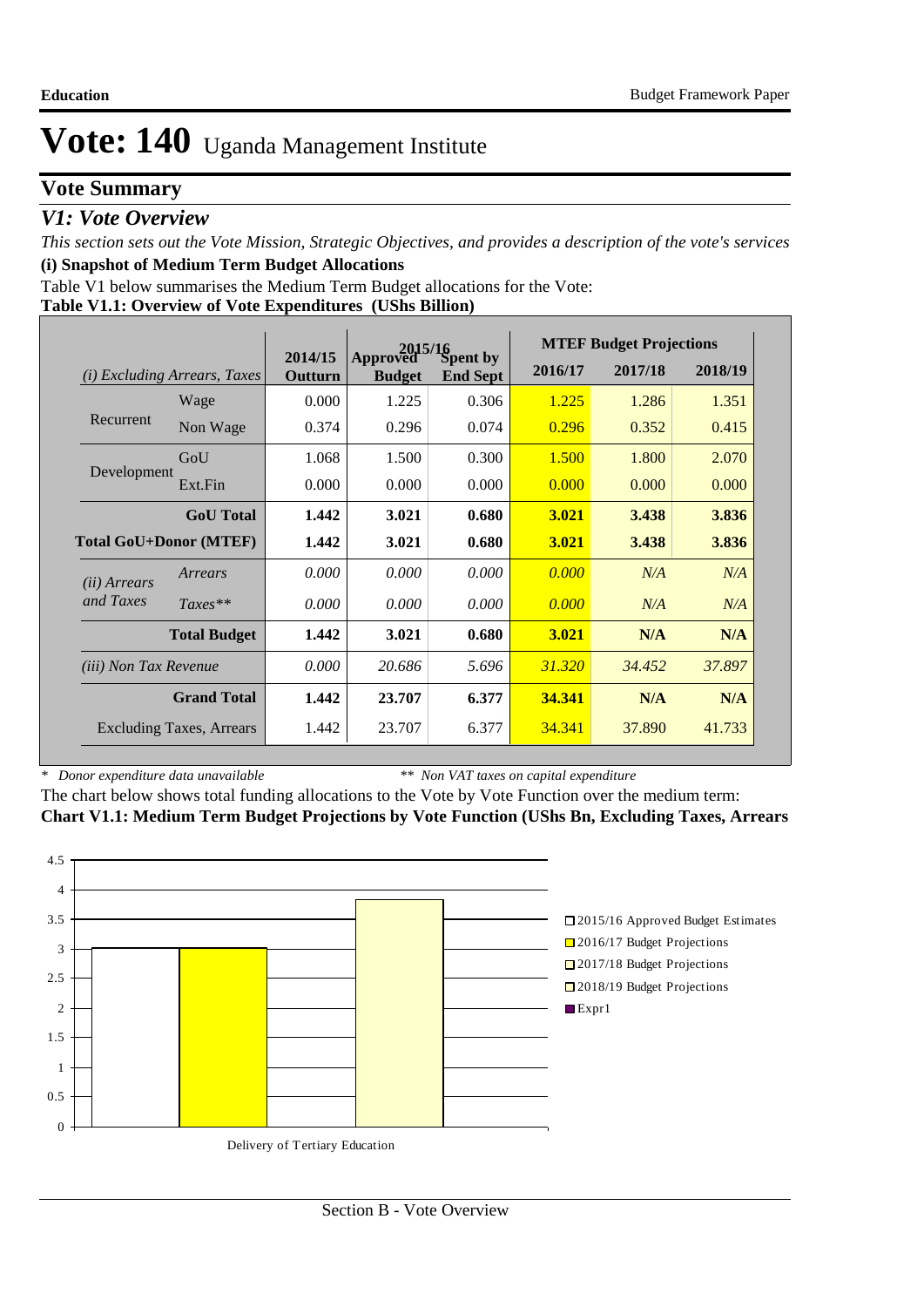# Vote: 140 Uganda Management Institute

## Vote Summary

### *V1: Vote Overview*

*This section sets out the Vote Mission, Strategic Objectives, and provides a description of the vote's services*

**(i) Snapshot of Medium Term Budget Allocations**

Table V1 below summarises the Medium Term Budget allocations for the Vote:

**Table V1.1: Overview of Vote Expenditures (UShs Billion)**

| *(i) Excluding Arrears, Taxes* | | 2014/15 Outturn | 2015/16 Approved Budget | 2015/16 Spent by End Sept | MTEF Budget Projections 2016/17 | 2017/18 | 2018/19 |
|---|---|---|---|---|---|---|---|
| Recurrent | Wage | 0.000 | 1.225 | 0.306 | 1.225 | 1.286 | 1.351 |
| | Non Wage | 0.374 | 0.296 | 0.074 | 0.296 | 0.352 | 0.415 |
| Development | GoU | 1.068 | 1.500 | 0.300 | 1.500 | 1.800 | 2.070 |
| | Ext.Fin | 0.000 | 0.000 | 0.000 | 0.000 | 0.000 | 0.000 |
| **GoU Total** | | **1.442** | **3.021** | **0.680** | **3.021** | **3.438** | **3.836** |
| **Total GoU+Donor (MTEF)** | | **1.442** | **3.021** | **0.680** | **3.021** | **3.438** | **3.836** |
| *(ii) Arrears and Taxes* | *Arrears* | *0.000* | *0.000* | *0.000* | *0.000* | *N/A* | *N/A* |
| | *Taxes*** | *0.000* | *0.000* | *0.000* | *0.000* | *N/A* | *N/A* |
| **Total Budget** | | **1.442** | **3.021** | **0.680** | **3.021** | **N/A** | **N/A** |
| *(iii) Non Tax Revenue* | | *0.000* | *20.686* | *5.696* | *31.320* | *34.452* | *37.897* |
| **Grand Total** | | **1.442** | **23.707** | **6.377** | **34.341** | **N/A** | **N/A** |
| Excluding Taxes, Arrears | | 1.442 | 23.707 | 6.377 | 34.341 | 37.890 | 41.733 |

\* *Donor expenditure data unavailable* ** *Non VAT taxes on capital expenditure*

The chart below shows total funding allocations to the Vote by Vote Function over the medium term:

**Chart V1.1: Medium Term Budget Projections by Vote Function (UShs Bn, Excluding Taxes, Arrears**

| Vote Function | 2015/16 Approved Budget Estimates | 2016/17 Budget Projections | 2017/18 Budget Projections | 2018/19 Budget Projections |
|---|---|---|---|---|
| Delivery of Tertiary Education | ~3.0 | ~3.0 | ~3.8 | |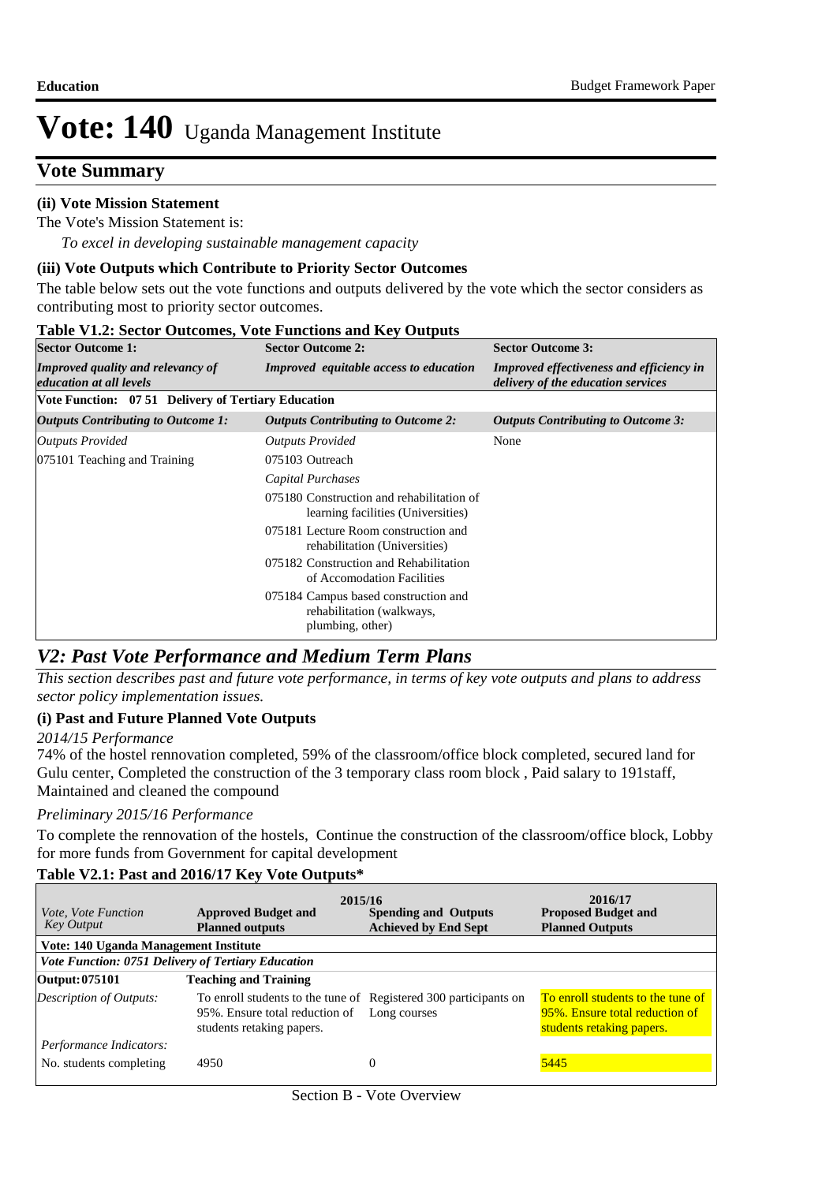# Vote: 140 Uganda Management Institute

## Vote Summary

### (ii) Vote Mission Statement

The Vote's Mission Statement is:

*To excel in developing sustainable management capacity*

### (iii) Vote Outputs which Contribute to Priority Sector Outcomes

The table below sets out the vote functions and outputs delivered by the vote which the sector considers as contributing most to priority sector outcomes.

**Table V1.2: Sector Outcomes, Vote Functions and Key Outputs**

| **Sector Outcome 1:** | **Sector Outcome 2:** | **Sector Outcome 3:** |
|---|---|---|
| ***Improved quality and relevancy of education at all levels*** | ***Improved equitable access to education*** | ***Improved effectiveness and efficiency in delivery of the education services*** |
| **Vote Function: 07 51 Delivery of Tertiary Education** | | |
| ***Outputs Contributing to Outcome 1:*** | ***Outputs Contributing to Outcome 2:*** | ***Outputs Contributing to Outcome 3:*** |
| *Outputs Provided* | *Outputs Provided* | None |
| 075101 Teaching and Training | 075103 Outreach | |
| | *Capital Purchases* | |
| | 075180 Construction and rehabilitation of learning facilities (Universities) | |
| | 075181 Lecture Room construction and rehabilitation (Universities) | |
| | 075182 Construction and Rehabilitation of Accomodation Facilities | |
| | 075184 Campus based construction and rehabilitation (walkways, plumbing, other) | |

## *V2: Past Vote Performance and Medium Term Plans*

*This section describes past and future vote performance, in terms of key vote outputs and plans to address sector policy implementation issues.*

### (i) Past and Future Planned Vote Outputs

*2014/15 Performance*

74% of the hostel rennovation completed, 59% of the classroom/office block completed, secured land for Gulu center, Completed the construction of the 3 temporary class room block , Paid salary to 191staff, Maintained and cleaned the compound

*Preliminary 2015/16 Performance*

To complete the rennovation of the hostels, Continue the construction of the classroom/office block, Lobby for more funds from Government for capital development

**Table V2.1: Past and 2016/17 Key Vote Outputs\***

| *Vote, Vote Function Key Output* | 2015/16 **Approved Budget and Planned outputs** | **Spending and Outputs Achieved by End Sept** | 2016/17 **Proposed Budget and Planned Outputs** |
|---|---|---|---|
| **Vote: 140 Uganda Management Institute** | | | |
| ***Vote Function: 0751 Delivery of Tertiary Education*** | | | |
| **Output: 075101** | **Teaching and Training** | | |
| *Description of Outputs:* | To enroll students to the tune of 95%. Ensure total reduction of students retaking papers. | Registered 300 participants on Long courses | To enroll students to the tune of 95%. Ensure total reduction of students retaking papers. |
| *Performance Indicators:* | | | |
| No. students completing | 4950 | 0 | 5445 |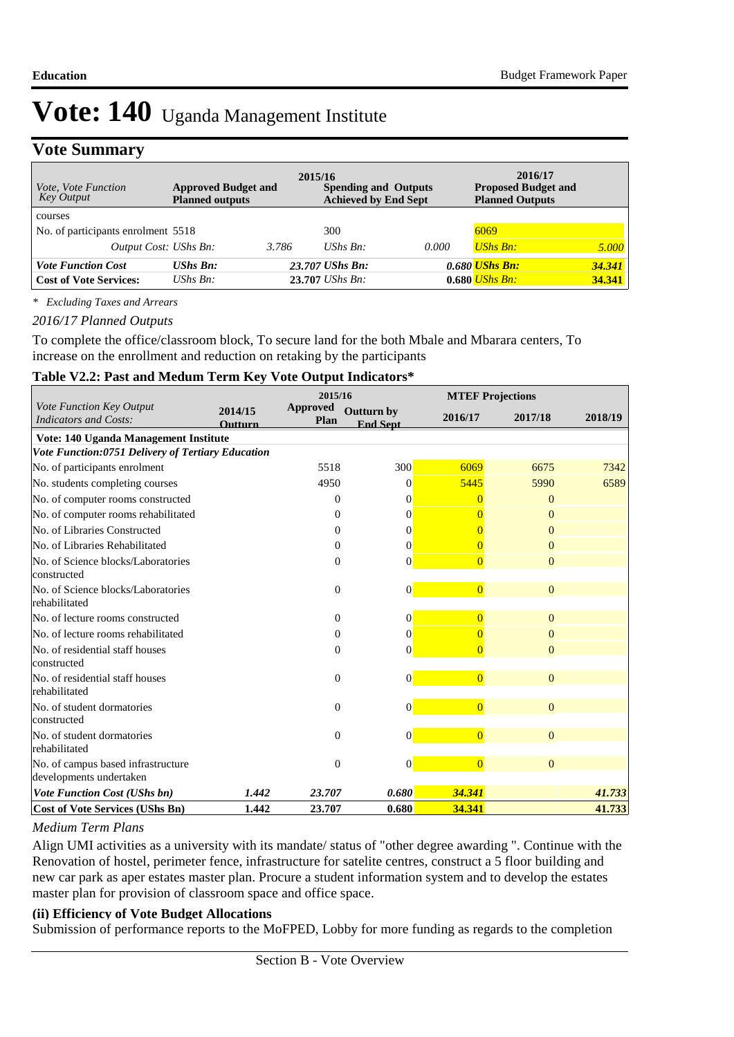# Vote: 140 Uganda Management Institute

## Vote Summary

| *Vote, Vote Function Key Output* | **Approved Budget and Planned outputs** (2015/16) | | **Spending and Outputs Achieved by End Sept** (2015/16) | | **2016/17 Proposed Budget and Planned Outputs** | |
|---|---|---|---|---|---|---|
| courses | | | | | | |
| No. of participants enrolment | 5518 | | 300 | | 6069 | |
| *Output Cost: UShs Bn:* | | *3.786* | *UShs Bn:* | *0.000* | *UShs Bn:* | *5.000* |
| ***Vote Function Cost*** | ***UShs Bn:*** | | ***23.707 UShs Bn:*** | ***0.680*** | ***UShs Bn:*** | ***34.341*** |
| **Cost of Vote Services:** | *UShs Bn:* | | **23.707** *UShs Bn:* | **0.680** | *UShs Bn:* | **34.341** |

*\* Excluding Taxes and Arrears*

*2016/17 Planned Outputs*

To complete the office/classroom block, To secure land for the both Mbale and Mbarara centers, To increase on the enrollment and reduction on retaking by the participants

**Table V2.2: Past and Medium Term Key Vote Output Indicators\***

| *Vote Function Key Output Indicators and Costs:* | 2014/15 Outturn | 2015/16 Approved Plan | 2015/16 Outturn by End Sept | 2016/17 | 2017/18 | 2018/19 |
|---|---|---|---|---|---|---|
| **Vote: 140 Uganda Management Institute** | | | | | | |
| ***Vote Function:0751 Delivery of Tertiary Education*** | | | | | | |
| No. of participants enrolment | | 5518 | 300 | 6069 | 6675 | 7342 |
| No. students completing courses | | 4950 | 0 | 5445 | 5990 | 6589 |
| No. of computer rooms constructed | | 0 | 0 | 0 | 0 | |
| No. of computer rooms rehabilitated | | 0 | 0 | 0 | 0 | |
| No. of Libraries Constructed | | 0 | 0 | 0 | 0 | |
| No. of Libraries Rehabilitated | | 0 | 0 | 0 | 0 | |
| No. of Science blocks/Laboratories constructed | | 0 | 0 | 0 | 0 | |
| No. of Science blocks/Laboratories rehabilitated | | 0 | 0 | 0 | 0 | |
| No. of lecture rooms constructed | | 0 | 0 | 0 | 0 | |
| No. of lecture rooms rehabilitated | | 0 | 0 | 0 | 0 | |
| No. of residential staff houses constructed | | 0 | 0 | 0 | 0 | |
| No. of residential staff houses rehabilitated | | 0 | 0 | 0 | 0 | |
| No. of student dormatories constructed | | 0 | 0 | 0 | 0 | |
| No. of student dormatories rehabilitated | | 0 | 0 | 0 | 0 | |
| No. of campus based infrastructure developments undertaken | | 0 | 0 | 0 | 0 | |
| ***Vote Function Cost (UShs bn)*** | ***1.442*** | ***23.707*** | ***0.680*** | ***34.341*** | | ***41.733*** |
| **Cost of Vote Services (UShs Bn)** | **1.442** | **23.707** | **0.680** | **34.341** | | **41.733** |

*Medium Term Plans*

Align UMI activities as a university with its mandate/ status of "other degree awarding ". Continue with the Renovation of hostel, perimeter fence, infrastructure for satelite centres, construct a 5 floor building and new car park as aper estates master plan. Procure a student information system and to develop the estates master plan for provision of classroom space and office space.

**(ii) Efficiency of Vote Budget Allocations**

Submission of performance reports to the MoFPED, Lobby for more funding as regards to the completion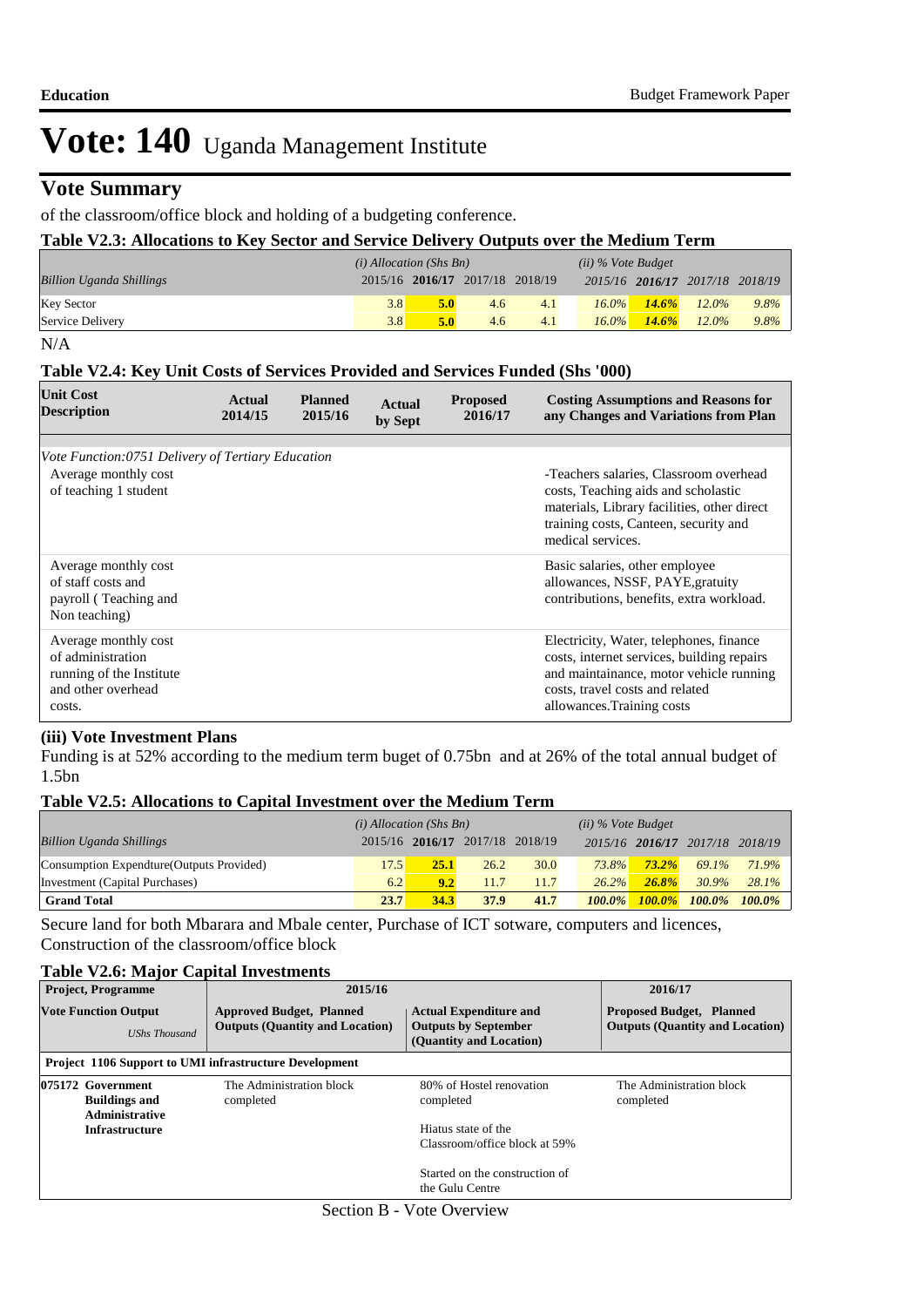# Vote: 140 Uganda Management Institute

## Vote Summary

of the classroom/office block and holding of a budgeting conference.

### Table V2.3: Allocations to Key Sector and Service Delivery Outputs over the Medium Term

| *Billion Uganda Shillings* | *(i) Allocation (Shs Bn)* 2015/16 | **2016/17** | 2017/18 | 2018/19 | *(ii) % Vote Budget* 2015/16 | **2016/17** | 2017/18 | 2018/19 |
|---|---|---|---|---|---|---|---|---|
| Key Sector | 3.8 | **5.0** | 4.6 | 4.1 | *16.0%* | ***14.6%*** | *12.0%* | *9.8%* |
| Service Delivery | 3.8 | **5.0** | 4.6 | 4.1 | *16.0%* | ***14.6%*** | *12.0%* | *9.8%* |

N/A

### Table V2.4: Key Unit Costs of Services Provided and Services Funded (Shs '000)

| Unit Cost Description | Actual 2014/15 | Planned 2015/16 | Actual by Sept | Proposed 2016/17 | Costing Assumptions and Reasons for any Changes and Variations from Plan |
|---|---|---|---|---|---|
| *Vote Function:0751 Delivery of Tertiary Education* | | | | | |
| Average monthly cost of teaching 1 student | | | | | -Teachers salaries, Classroom overhead costs, Teaching aids and scholastic materials, Library facilities, other direct training costs, Canteen, security and medical services. |
| Average monthly cost of staff costs and payroll ( Teaching and Non teaching) | | | | | Basic salaries, other employee allowances, NSSF, PAYE,gratuity contributions, benefits, extra workload. |
| Average monthly cost of administration running of the Institute and other overhead costs. | | | | | Electricity, Water, telephones, finance costs, internet services, building repairs and maintainance, motor vehicle running costs, travel costs and related allowances.Training costs |

### (iii) Vote Investment Plans

Funding is at 52% according to the medium term buget of 0.75bn and at 26% of the total annual budget of 1.5bn

### Table V2.5: Allocations to Capital Investment over the Medium Term

| *Billion Uganda Shillings* | *(i) Allocation (Shs Bn)* 2015/16 | **2016/17** | 2017/18 | 2018/19 | *(ii) % Vote Budget* 2015/16 | **2016/17** | 2017/18 | 2018/19 |
|---|---|---|---|---|---|---|---|---|
| Consumption Expendture(Outputs Provided) | 17.5 | **25.1** | 26.2 | 30.0 | *73.8%* | ***73.2%*** | *69.1%* | *71.9%* |
| Investment (Capital Purchases) | 6.2 | **9.2** | 11.7 | 11.7 | *26.2%* | ***26.8%*** | *30.9%* | *28.1%* |
| **Grand Total** | **23.7** | **34.3** | **37.9** | **41.7** | ***100.0%*** | ***100.0%*** | ***100.0%*** | ***100.0%*** |

Secure land for both Mbarara and Mbale center, Purchase of ICT sotware, computers and licences, Construction of the classroom/office block

### Table V2.6: Major Capital Investments

| Project, Programme | 2015/16 | | 2016/17 |
|---|---|---|---|
| **Vote Function Output** *UShs Thousand* | **Approved Budget, Planned Outputs (Quantity and Location)** | **Actual Expenditure and Outputs by September (Quantity and Location)** | **Proposed Budget, Planned Outputs (Quantity and Location)** |
| **Project 1106 Support to UMI infrastructure Development** | | | |
| **075172 Government Buildings and Administrative Infrastructure** | The Administration block completed | 80% of Hostel renovation completed<br><br>Hiatus state of the Classroom/office block at 59%<br><br>Started on the construction of the Gulu Centre | The Administration block completed |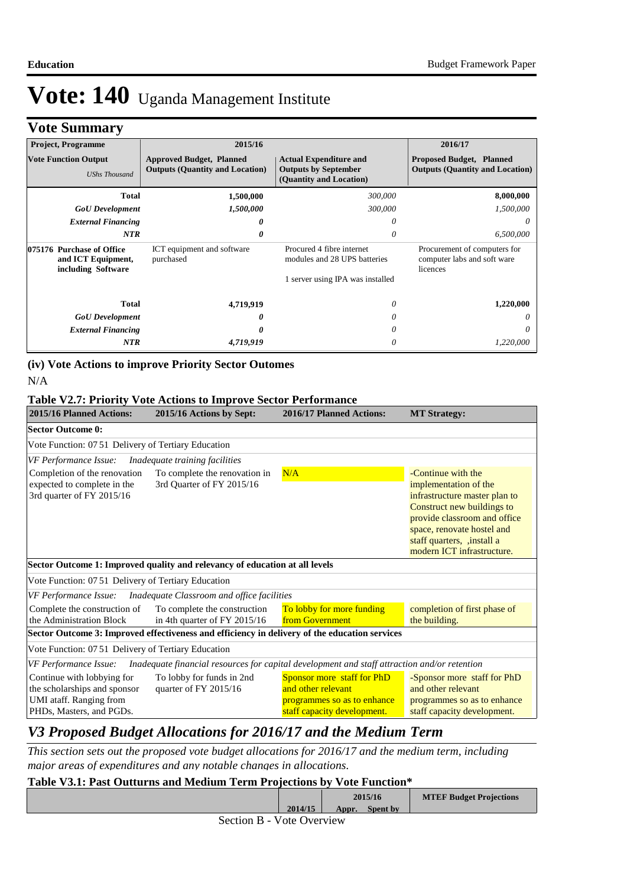# Vote: 140 Uganda Management Institute

## Vote Summary

| Project, Programme | 2015/16 | | 2016/17 |
|---|---|---|---|
| **Vote Function Output** *UShs Thousand* | **Approved Budget, Planned Outputs (Quantity and Location)** | **Actual Expenditure and Outputs by September (Quantity and Location)** | **Proposed Budget, Planned Outputs (Quantity and Location)** |
| **Total** | **1,500,000** | *300,000* | **8,000,000** |
| ***GoU Development*** | ***1,500,000*** | *300,000* | *1,500,000* |
| ***External Financing*** | ***0*** | *0* | *0* |
| ***NTR*** | ***0*** | *0* | *6,500,000* |
| **075176 Purchase of Office and ICT Equipment, including Software** | ICT equipment and software purchased | Procured 4 fibre internet modules and 28 UPS batteries<br><br>1 server using IPA was installed | Procurement of computers for computer labs and soft ware licences |
| **Total** | **4,719,919** | *0* | **1,220,000** |
| ***GoU Development*** | ***0*** | *0* | *0* |
| ***External Financing*** | ***0*** | *0* | *0* |
| ***NTR*** | ***4,719,919*** | *0* | *1,220,000* |

### (iv) Vote Actions to improve Priority Sector Outomes

N/A

### Table V2.7: Priority Vote Actions to Improve Sector Performance

| 2015/16 Planned Actions: | 2015/16 Actions by Sept: | 2016/17 Planned Actions: | MT Strategy: |
|---|---|---|---|
| **Sector Outcome 0:** | | | |
| Vote Function: 07 51 Delivery of Tertiary Education | | | |
| *VF Performance Issue:* *Inadequate training facilities* | | | |
| Completion of the renovation expected to complete in the 3rd quarter of FY 2015/16 | To complete the renovation in 3rd Quarter of FY 2015/16 | N/A | -Continue with the implementation of the infrastructure master plan to Construct new buildings to provide classroom and office space, renovate hostel and staff quarters, ,install a modern ICT infrastructure. |
| **Sector Outcome 1: Improved quality and relevancy of education at all levels** | | | |
| Vote Function: 07 51 Delivery of Tertiary Education | | | |
| *VF Performance Issue:* *Inadequate Classroom and office facilities* | | | |
| Complete the construction of the Administration Block | To complete the construction in 4th quarter of FY 2015/16 | To lobby for more funding from Government | completion of first phase of the building. |
| **Sector Outcome 3: Improved effectiveness and efficiency in delivery of the education services** | | | |
| Vote Function: 07 51 Delivery of Tertiary Education | | | |
| *VF Performance Issue:* *Inadequate financial resources for capital development and staff attraction and/or retention* | | | |
| Continue with lobbying for the scholarships and sponsor UMI ataff. Ranging from PHDs, Masters, and PGDs. | To lobby for funds in 2nd quarter of FY 2015/16 | Sponsor more staff for PhD and other relevant programmes so as to enhance staff capacity development. | -Sponsor more staff for PhD and other relevant programmes so as to enhance staff capacity development. |

## *V3 Proposed Budget Allocations for 2016/17 and the Medium Term*

*This section sets out the proposed vote budget allocations for 2016/17 and the medium term, including major areas of expenditures and any notable changes in allocations.*

### Table V3.1: Past Outturns and Medium Term Projections by Vote Function*

| | 2014/15 | 2015/16 Appr. | 2015/16 Spent by | MTEF Budget Projections |
|---|---|---|---|---|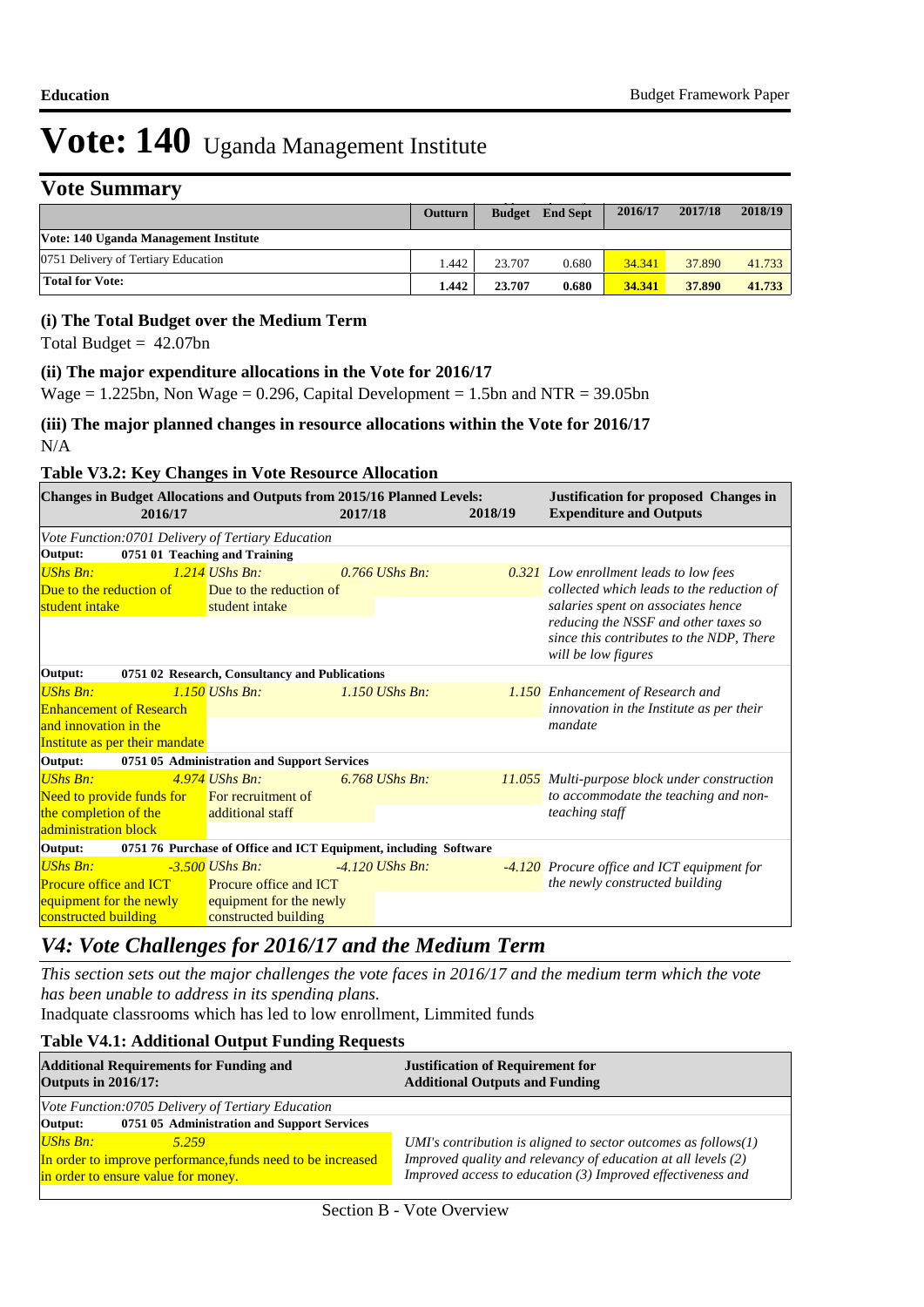# Vote: 140 Uganda Management Institute

## Vote Summary

| | Outturn | Budget | End Sept | 2016/17 | 2017/18 | 2018/19 |
|---|---|---|---|---|---|---|
| **Vote: 140 Uganda Management Institute** | | | | | | |
| 0751 Delivery of Tertiary Education | 1.442 | 23.707 | 0.680 | 34.341 | 37.890 | 41.733 |
| **Total for Vote:** | **1.442** | **23.707** | **0.680** | **34.341** | **37.890** | **41.733** |

### (i) The Total Budget over the Medium Term

Total Budget = 42.07bn

### (ii) The major expenditure allocations in the Vote for 2016/17

Wage = 1.225bn, Non Wage = 0.296, Capital Development = 1.5bn and NTR = 39.05bn

### (iii) The major planned changes in resource allocations within the Vote for 2016/17

N/A

### Table V3.2: Key Changes in Vote Resource Allocation

| Changes in Budget Allocations and Outputs from 2015/16 Planned Levels: 2016/17 | 2017/18 | 2018/19 | Justification for proposed Changes in Expenditure and Outputs |
|---|---|---|---|
| *Vote Function:0701 Delivery of Tertiary Education* | | | |
| **Output: 0751 01 Teaching and Training** | | | |
| *UShs Bn:* *1.214* Due to the reduction of student intake | *UShs Bn:* *0.766* Due to the reduction of student intake | *UShs Bn:* *0.321* | *Low enrollment leads to low fees collected which leads to the reduction of salaries spent on associates hence reducing the NSSF and other taxes so since this contributes to the NDP, There will be low figures* |
| **Output: 0751 02 Research, Consultancy and Publications** | | | |
| *UShs Bn:* *1.150* Enhancement of Research and innovation in the Institute as per their mandate | *UShs Bn:* *1.150* | *UShs Bn:* *1.150* | *Enhancement of Research and innovation in the Institute as per their mandate* |
| **Output: 0751 05 Administration and Support Services** | | | |
| *UShs Bn:* *4.974* Need to provide funds for the completion of the administration block | *UShs Bn:* *6.768* For recruitment of additional staff | *UShs Bn:* *11.055* | *Multi-purpose block under construction to accommodate the teaching and non-teaching staff* |
| **Output: 0751 76 Purchase of Office and ICT Equipment, including Software** | | | |
| *UShs Bn:* *-3.500* Procure office and ICT equipment for the newly constructed building | *UShs Bn:* *-4.120* Procure office and ICT equipment for the newly constructed building | *UShs Bn:* *-4.120* | *Procure office and ICT equipment for the newly constructed building* |

## V4: Vote Challenges for 2016/17 and the Medium Term

*This section sets out the major challenges the vote faces in 2016/17 and the medium term which the vote has been unable to address in its spending plans.*

Inadquate classrooms which has led to low enrollment, Limmited funds

### Table V4.1: Additional Output Funding Requests

| Additional Requirements for Funding and Outputs in 2016/17: | Justification of Requirement for Additional Outputs and Funding |
|---|---|
| *Vote Function:0705 Delivery of Tertiary Education* | |
| **Output: 0751 05 Administration and Support Services** | |
| *UShs Bn:* *5.259* In order to improve performance,funds need to be increased in order to ensure value for money. | *UMI's contribution is aligned to sector outcomes as follows(1) Improved quality and relevancy of education at all levels (2) Improved access to education (3) Improved effectiveness and* |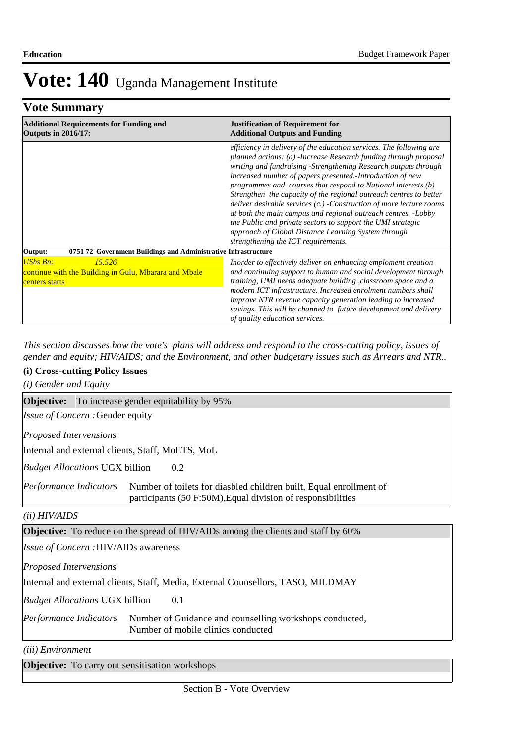# Vote: 140 Uganda Management Institute

## Vote Summary

| Additional Requirements for Funding and Outputs in 2016/17: | Justification of Requirement for Additional Outputs and Funding |
|---|---|
| | *efficiency in delivery of the education services. The following are planned actions: (a) -Increase Research funding through proposal writing and fundraising -Strengthening Research outputs through increased number of papers presented.-Introduction of new programmes and courses that respond to National interests (b) Strengthen the capacity of the regional outreach centres to better deliver desirable services (c.) -Construction of more lecture rooms at both the main campus and regional outreach centres. -Lobby the Public and private sectors to support the UMI strategic approach of Global Distance Learning System through strengthening the ICT requirements.* |
| **Output: 0751 72 Government Buildings and Administrative Infrastructure** | |
| *UShs Bn:* *15.526*<br>continue with the Building in Gulu, Mbarara and Mbale centers starts | *Inorder to effectively deliver on enhancing emploment creation and continuing support to human and social development through training, UMI needs adequate building ,classroom space and a modern ICT infrastructure. Increased enrolment numbers shall improve NTR revenue capacity generation leading to increased savings. This will be channed to future development and delivery of quality education services.* |

*This section discusses how the vote's plans will address and respond to the cross-cutting policy, issues of gender and equity; HIV/AIDS; and the Environment, and other budgetary issues such as Arrears and NTR..*

### (i) Cross-cutting Policy Issues

*(i) Gender and Equity*

**Objective:** To increase gender equitability by 95%

*Issue of Concern :* Gender equity

*Proposed Interventions*

Internal and external clients, Staff, MoETS, MoL

*Budget Allocations* UGX billion 0.2

*Performance Indicators* Number of toilets for diasbled children built, Equal enrollment of participants (50 F:50M),Equal division of responsibilities

*(ii) HIV/AIDS*

**Objective:** To reduce on the spread of HIV/AIDs among the clients and staff by 60%

*Issue of Concern :* HIV/AIDs awareness

*Proposed Interventions*

Internal and external clients, Staff, Media, External Counsellors, TASO, MILDMAY

*Budget Allocations* UGX billion 0.1

*Performance Indicators* Number of Guidance and counselling workshops conducted, Number of mobile clinics conducted

*(iii) Environment*

**Objective:** To carry out sensitisation workshops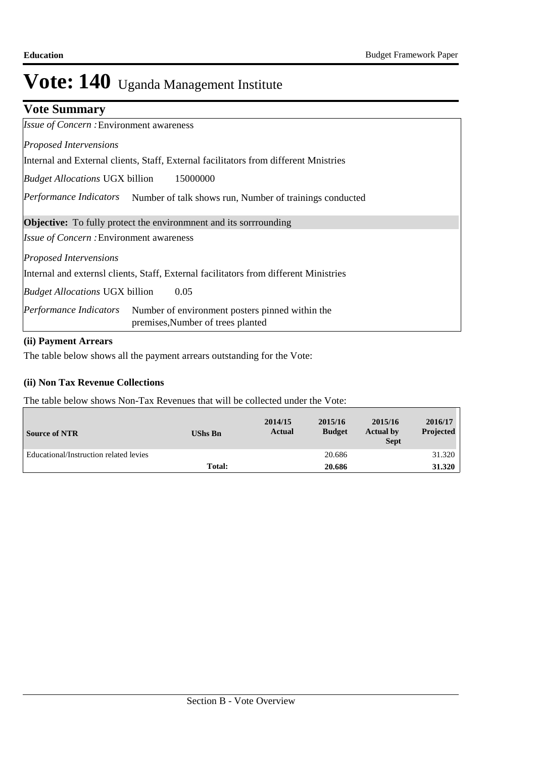# Vote: 140 Uganda Management Institute

## Vote Summary

*Issue of Concern :* Environment awareness

*Proposed Interventions*

Internal and External clients, Staff, External facilitators from different Mnistries

*Budget Allocations* UGX billion 15000000

*Performance Indicators* Number of talk shows run, Number of trainings conducted

**Objective:** To fully protect the environmnent and its sorrrounding

*Issue of Concern :* Environment awareness

*Proposed Interventions*

Internal and externsl clients, Staff, External facilitators from different Ministries

*Budget Allocations* UGX billion 0.05

*Performance Indicators* Number of environment posters pinned within the premises,Number of trees planted

**(ii) Payment Arrears**

The table below shows all the payment arrears outstanding for the Vote:

**(ii) Non Tax Revenue Collections**

The table below shows Non-Tax Revenues that will be collected under the Vote:

| Source of NTR | UShs Bn | 2014/15 Actual | 2015/16 Budget | 2015/16 Actual by Sept | 2016/17 Projected |
|---|---|---|---|---|---|
| Educational/Instruction related levies | | | 20.686 | | 31.320 |
| | **Total:** | | **20.686** | | **31.320** |